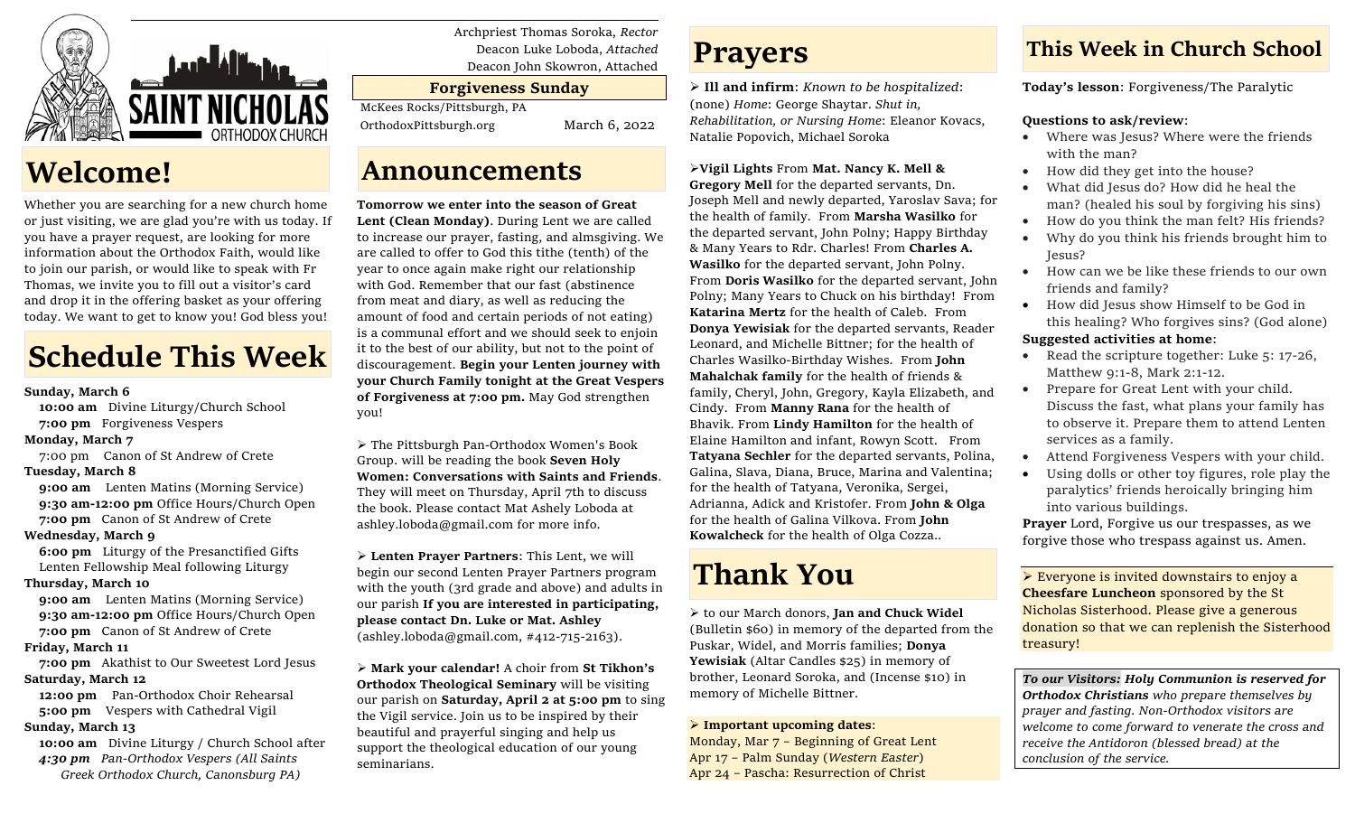Archpriest Thomas Soroka, *Rector*
Deacon Luke Loboda, *Attached*
Deacon John Skowron, Attached

**Forgiveness Sunday**

McKees Rocks/Pittsburgh, PA
OrthodoxPittsburgh.org
March 6, 2022

# Welcome!

Whether you are searching for a new church home or just visiting, we are glad you're with us today. If you have a prayer request, are looking for more information about the Orthodox Faith, would like to join our parish, or would like to speak with Fr Thomas, we invite you to fill out a visitor's card and drop it in the offering basket as your offering today. We want to get to know you! God bless you!

# Schedule This Week

**Sunday, March 6**
**10:00 am** Divine Liturgy/Church School
**7:00 pm** Forgiveness Vespers

**Monday, March 7**
7:00 pm Canon of St Andrew of Crete

**Tuesday, March 8**
**9:00 am** Lenten Matins (Morning Service)
**9:30 am-12:00 pm** Office Hours/Church Open
**7:00 pm** Canon of St Andrew of Crete

**Wednesday, March 9**
**6:00 pm** Liturgy of the Presanctified Gifts
Lenten Fellowship Meal following Liturgy

**Thursday, March 10**
**9:00 am** Lenten Matins (Morning Service)
**9:30 am-12:00 pm** Office Hours/Church Open
**7:00 pm** Canon of St Andrew of Crete

**Friday, March 11**
**7:00 pm** Akathist to Our Sweetest Lord Jesus

**Saturday, March 12**
**12:00 pm** Pan-Orthodox Choir Rehearsal
**5:00 pm** Vespers with Cathedral Vigil

**Sunday, March 13**
**10:00 am** Divine Liturgy / Church School after
***4:30 pm*** *Pan-Orthodox Vespers (All Saints Greek Orthodox Church, Canonsburg PA)*

# Announcements

**Tomorrow we enter into the season of Great Lent (Clean Monday)**. During Lent we are called to increase our prayer, fasting, and almsgiving. We are called to offer to God this tithe (tenth) of the year to once again make right our relationship with God. Remember that our fast (abstinence from meat and diary, as well as reducing the amount of food and certain periods of not eating) is a communal effort and we should seek to enjoin it to the best of our ability, but not to the point of discouragement. **Begin your Lenten journey with your Church Family tonight at the Great Vespers of Forgiveness at 7:00 pm.** May God strengthen you!

➢ The Pittsburgh Pan-Orthodox Women's Book Group. will be reading the book **Seven Holy Women: Conversations with Saints and Friends**. They will meet on Thursday, April 7th to discuss the book. Please contact Mat Ashely Loboda at ashley.loboda@gmail.com for more info.

➢ **Lenten Prayer Partners**: This Lent, we will begin our second Lenten Prayer Partners program with the youth (3rd grade and above) and adults in our parish **If you are interested in participating, please contact Dn. Luke or Mat. Ashley** (ashley.loboda@gmail.com, #412-715-2163).

➢ **Mark your calendar!** A choir from **St Tikhon's Orthodox Theological Seminary** will be visiting our parish on **Saturday, April 2 at 5:00 pm** to sing the Vigil service. Join us to be inspired by their beautiful and prayerful singing and help us support the theological education of our young seminarians.

# Prayers

➢ **Ill and infirm**: *Known to be hospitalized*: (none) *Home*: George Shaytar. *Shut in, Rehabilitation, or Nursing Home*: Eleanor Kovacs, Natalie Popovich, Michael Soroka

➢**Vigil Lights** From **Mat. Nancy K. Mell & Gregory Mell** for the departed servants, Dn. Joseph Mell and newly departed, Yaroslav Sava; for the health of family. From **Marsha Wasilko** for the departed servant, John Polny; Happy Birthday & Many Years to Rdr. Charles! From **Charles A. Wasilko** for the departed servant, John Polny. From **Doris Wasilko** for the departed servant, John Polny; Many Years to Chuck on his birthday! From **Katarina Mertz** for the health of Caleb. From **Donya Yewisiak** for the departed servants, Reader Leonard, and Michelle Bittner; for the health of Charles Wasilko-Birthday Wishes. From **John Mahalchak family** for the health of friends & family, Cheryl, John, Gregory, Kayla Elizabeth, and Cindy. From **Manny Rana** for the health of Bhavik. From **Lindy Hamilton** for the health of Elaine Hamilton and infant, Rowyn Scott. From **Tatyana Sechler** for the departed servants, Polina, Galina, Slava, Diana, Bruce, Marina and Valentina; for the health of Tatyana, Veronika, Sergei, Adrianna, Adick and Kristofer. From **John & Olga** for the health of Galina Vilkova. From **John Kowalcheck** for the health of Olga Cozza..

# Thank You

➢ to our March donors, **Jan and Chuck Widel** (Bulletin $60) in memory of the departed from the Puskar, Widel, and Morris families; **Donya Yewisiak** (Altar Candles $25) in memory of brother, Leonard Soroka, and (Incense $10) in memory of Michelle Bittner.

➢ **Important upcoming dates**:
Monday, Mar 7 – Beginning of Great Lent
Apr 17 – Palm Sunday (*Western Easter*)
Apr 24 – Pascha: Resurrection of Christ

# This Week in Church School

**Today's lesson**: Forgiveness/The Paralytic

**Questions to ask/review**:

- Where was Jesus? Where were the friends with the man?
- How did they get into the house?
- What did Jesus do? How did he heal the man? (healed his soul by forgiving his sins)
- How do you think the man felt? His friends?
- Why do you think his friends brought him to Jesus?
- How can we be like these friends to our own friends and family?
- How did Jesus show Himself to be God in this healing? Who forgives sins? (God alone)

**Suggested activities at home**:

- Read the scripture together: Luke 5: 17-26, Matthew 9:1-8, Mark 2:1-12.
- Prepare for Great Lent with your child. Discuss the fast, what plans your family has to observe it. Prepare them to attend Lenten services as a family.
- Attend Forgiveness Vespers with your child.
- Using dolls or other toy figures, role play the paralytics' friends heroically bringing him into various buildings.

**Prayer** Lord, Forgive us our trespasses, as we forgive those who trespass against us. Amen.

➢ Everyone is invited downstairs to enjoy a **Cheesfare Luncheon** sponsored by the St Nicholas Sisterhood. Please give a generous donation so that we can replenish the Sisterhood treasury!

***To our Visitors: Holy Communion is reserved for Orthodox Christians*** *who prepare themselves by prayer and fasting. Non-Orthodox visitors are welcome to come forward to venerate the cross and receive the Antidoron (blessed bread) at the conclusion of the service.*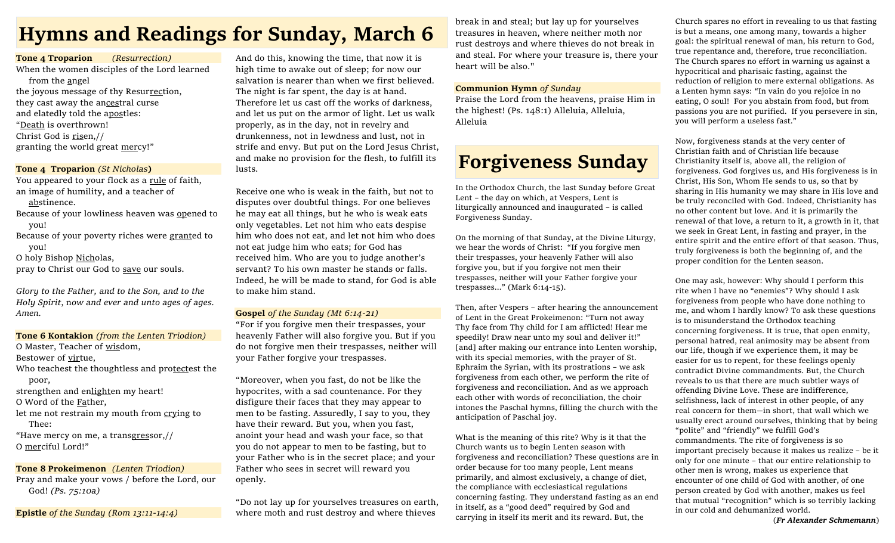# Hymns and Readings for Sunday, March 6

**Tone 4 Troparion** *(Resurrection)*

When the women disciples of the Lord learned from the angel
the joyous message of thy Resurrection,
they cast away the ancestral curse
and elatedly told the apostles:
"Death is overthrown!
Christ God is risen,//
granting the world great mercy!"

**Tone 4 Troparion** *(St Nicholas)*

You appeared to your flock as a rule of faith,
an image of humility, and a teacher of abstinence.
Because of your lowliness heaven was opened to you!
Because of your poverty riches were granted to you!
O holy Bishop Nicholas,
pray to Christ our God to save our souls.

*Glory to the Father, and to the Son, and to the Holy Spirit, now and ever and unto ages of ages. Amen.*

**Tone 6 Kontakion** *(from the Lenten Triodion)*

O Master, Teacher of wisdom,
Bestower of virtue,
Who teachest the thoughtless and protectest the poor,
strengthen and enlighten my heart!
O Word of the Father,
let me not restrain my mouth from crying to Thee:
"Have mercy on me, a transgressor,//
O merciful Lord!"

**Tone 8 Prokeimenon** *(Lenten Triodion)*

Pray and make your vows / before the Lord, our God! *(Ps. 75:10a)*

**Epistle** *of the Sunday (Rom 13:11-14:4)*

And do this, knowing the time, that now it is high time to awake out of sleep; for now our salvation is nearer than when we first believed. The night is far spent, the day is at hand. Therefore let us cast off the works of darkness, and let us put on the armor of light. Let us walk properly, as in the day, not in revelry and drunkenness, not in lewdness and lust, not in strife and envy. But put on the Lord Jesus Christ, and make no provision for the flesh, to fulfill its lusts.

Receive one who is weak in the faith, but not to disputes over doubtful things. For one believes he may eat all things, but he who is weak eats only vegetables. Let not him who eats despise him who does not eat, and let not him who does not eat judge him who eats; for God has received him. Who are you to judge another's servant? To his own master he stands or falls. Indeed, he will be made to stand, for God is able to make him stand.

**Gospel** *of the Sunday (Mt 6:14-21)*

"For if you forgive men their trespasses, your heavenly Father will also forgive you. But if you do not forgive men their trespasses, neither will your Father forgive your trespasses.

"Moreover, when you fast, do not be like the hypocrites, with a sad countenance. For they disfigure their faces that they may appear to men to be fasting. Assuredly, I say to you, they have their reward. But you, when you fast, anoint your head and wash your face, so that you do not appear to men to be fasting, but to your Father who is in the secret place; and your Father who sees in secret will reward you openly.

"Do not lay up for yourselves treasures on earth, where moth and rust destroy and where thieves break in and steal; but lay up for yourselves treasures in heaven, where neither moth nor rust destroys and where thieves do not break in and steal. For where your treasure is, there your heart will be also."

**Communion Hymn** *of Sunday*

Praise the Lord from the heavens, praise Him in the highest! (Ps. 148:1) Alleluia, Alleluia, Alleluia

# Forgiveness Sunday

In the Orthodox Church, the last Sunday before Great Lent – the day on which, at Vespers, Lent is liturgically announced and inaugurated – is called Forgiveness Sunday.

On the morning of that Sunday, at the Divine Liturgy, we hear the words of Christ: "If you forgive men their trespasses, your heavenly Father will also forgive you, but if you forgive not men their trespasses, neither will your Father forgive your trespasses..." (Mark 6:14-15).

Then, after Vespers – after hearing the announcement of Lent in the Great Prokeimenon: "Turn not away Thy face from Thy child for I am afflicted! Hear me speedily! Draw near unto my soul and deliver it!" [and] after making our entrance into Lenten worship, with its special memories, with the prayer of St. Ephraim the Syrian, with its prostrations – we ask forgiveness from each other, we perform the rite of forgiveness and reconciliation. And as we approach each other with words of reconciliation, the choir intones the Paschal hymns, filling the church with the anticipation of Paschal joy.

What is the meaning of this rite? Why is it that the Church wants us to begin Lenten season with forgiveness and reconciliation? These questions are in order because for too many people, Lent means primarily, and almost exclusively, a change of diet, the compliance with ecclesiastical regulations concerning fasting. They understand fasting as an end in itself, as a "good deed" required by God and carrying in itself its merit and its reward. But, the Church spares no effort in revealing to us that fasting is but a means, one among many, towards a higher goal: the spiritual renewal of man, his return to God, true repentance and, therefore, true reconciliation. The Church spares no effort in warning us against a hypocritical and pharisaic fasting, against the reduction of religion to mere external obligations. As a Lenten hymn says: "In vain do you rejoice in no eating, O soul! For you abstain from food, but from passions you are not purified. If you persevere in sin, you will perform a useless fast."

Now, forgiveness stands at the very center of Christian faith and of Christian life because Christianity itself is, above all, the religion of forgiveness. God forgives us, and His forgiveness is in Christ, His Son, Whom He sends to us, so that by sharing in His humanity we may share in His love and be truly reconciled with God. Indeed, Christianity has no other content but love. And it is primarily the renewal of that love, a return to it, a growth in it, that we seek in Great Lent, in fasting and prayer, in the entire spirit and the entire effort of that season. Thus, truly forgiveness is both the beginning of, and the proper condition for the Lenten season.

One may ask, however: Why should I perform this rite when I have no "enemies"? Why should I ask forgiveness from people who have done nothing to me, and whom I hardly know? To ask these questions is to misunderstand the Orthodox teaching concerning forgiveness. It is true, that open enmity, personal hatred, real animosity may be absent from our life, though if we experience them, it may be easier for us to repent, for these feelings openly contradict Divine commandments. But, the Church reveals to us that there are much subtler ways of offending Divine Love. These are indifference, selfishness, lack of interest in other people, of any real concern for them—in short, that wall which we usually erect around ourselves, thinking that by being "polite" and "friendly" we fulfill God's commandments. The rite of forgiveness is so important precisely because it makes us realize – be it only for one minute – that our entire relationship to other men is wrong, makes us experience that encounter of one child of God with another, of one person created by God with another, makes us feel that mutual "recognition" which is so terribly lacking in our cold and dehumanized world.

(***Fr Alexander Schmemann***)